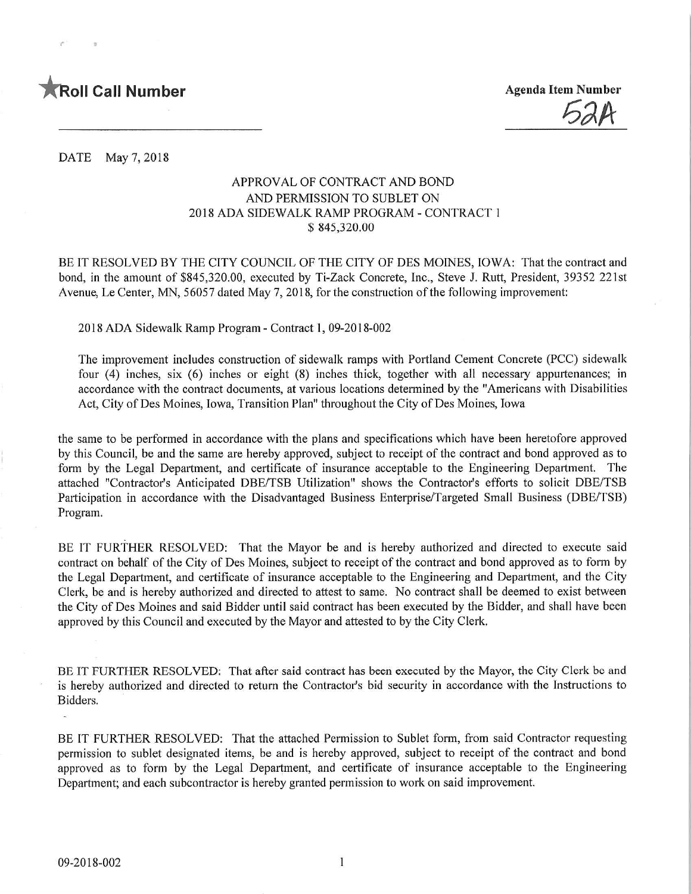**★Roll Call Number**

**Agenda Item Number**

52A

DATE May 7, 2018

APPROVAL OF CONTRACT AND BOND
AND PERMISSION TO SUBLET ON
2018 ADA SIDEWALK RAMP PROGRAM - CONTRACT 1
$ 845,320.00

BE IT RESOLVED BY THE CITY COUNCIL OF THE CITY OF DES MOINES, IOWA: That the contract and bond, in the amount of $845,320.00, executed by Ti-Zack Concrete, Inc., Steve J. Rutt, President, 39352 221st Avenue, Le Center, MN, 56057 dated May 7, 2018, for the construction of the following improvement:

2018 ADA Sidewalk Ramp Program - Contract 1, 09-2018-002

The improvement includes construction of sidewalk ramps with Portland Cement Concrete (PCC) sidewalk four (4) inches, six (6) inches or eight (8) inches thick, together with all necessary appurtenances; in accordance with the contract documents, at various locations determined by the "Americans with Disabilities Act, City of Des Moines, Iowa, Transition Plan" throughout the City of Des Moines, Iowa

the same to be performed in accordance with the plans and specifications which have been heretofore approved by this Council, be and the same are hereby approved, subject to receipt of the contract and bond approved as to form by the Legal Department, and certificate of insurance acceptable to the Engineering Department. The attached "Contractor's Anticipated DBE/TSB Utilization" shows the Contractor's efforts to solicit DBE/TSB Participation in accordance with the Disadvantaged Business Enterprise/Targeted Small Business (DBE/TSB) Program.

BE IT FURTHER RESOLVED: That the Mayor be and is hereby authorized and directed to execute said contract on behalf of the City of Des Moines, subject to receipt of the contract and bond approved as to form by the Legal Department, and certificate of insurance acceptable to the Engineering and Department, and the City Clerk, be and is hereby authorized and directed to attest to same. No contract shall be deemed to exist between the City of Des Moines and said Bidder until said contract has been executed by the Bidder, and shall have been approved by this Council and executed by the Mayor and attested to by the City Clerk.

BE IT FURTHER RESOLVED: That after said contract has been executed by the Mayor, the City Clerk be and is hereby authorized and directed to return the Contractor's bid security in accordance with the Instructions to Bidders.

BE IT FURTHER RESOLVED: That the attached Permission to Sublet form, from said Contractor requesting permission to sublet designated items, be and is hereby approved, subject to receipt of the contract and bond approved as to form by the Legal Department, and certificate of insurance acceptable to the Engineering Department; and each subcontractor is hereby granted permission to work on said improvement.

09-2018-002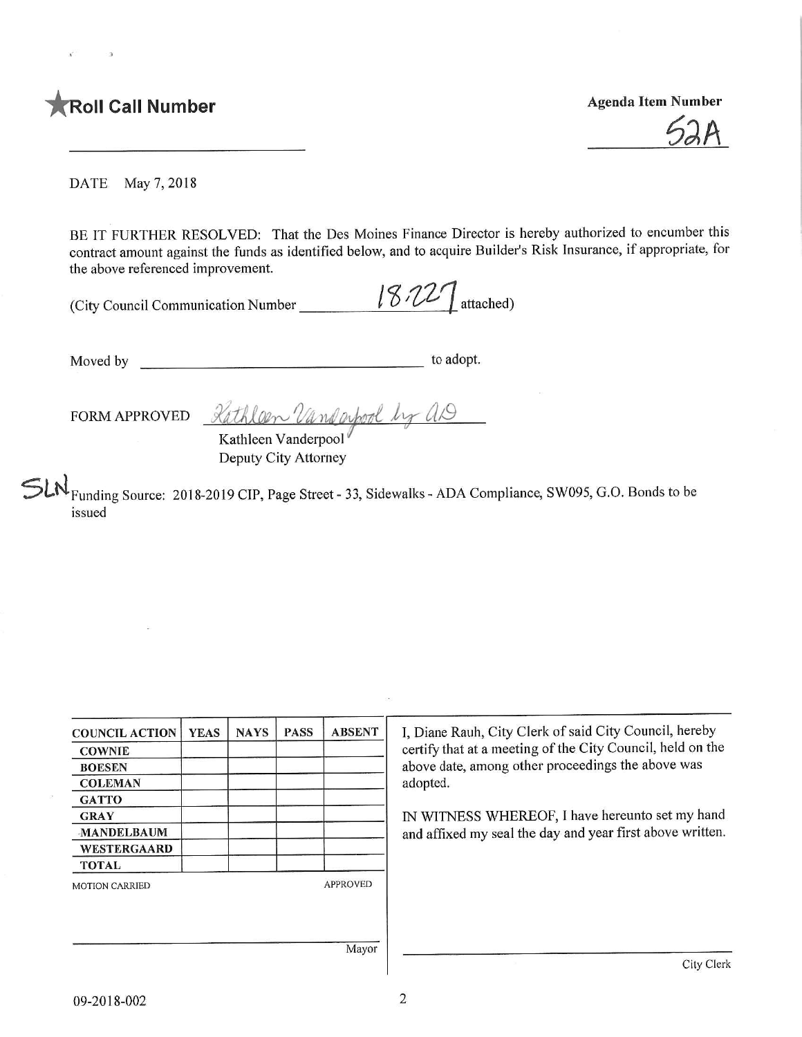★**Roll Call Number**

**Agenda Item Number**

52A

DATE May 7, 2018

BE IT FURTHER RESOLVED: That the Des Moines Finance Director is hereby authorized to encumber this contract amount against the funds as identified below, and to acquire Builder's Risk Insurance, if appropriate, for the above referenced improvement.

(City Council Communication Number 18-227 attached)

Moved by ______________________ to adopt.

FORM APPROVED Kathleen Vanderpool by AD
Kathleen Vanderpool
Deputy City Attorney

SLN Funding Source: 2018-2019 CIP, Page Street - 33, Sidewalks - ADA Compliance, SW095, G.O. Bonds to be issued

| COUNCIL ACTION | YEAS | NAYS | PASS | ABSENT |
|---|---|---|---|---|
| COWNIE | | | | |
| BOESEN | | | | |
| COLEMAN | | | | |
| GATTO | | | | |
| GRAY | | | | |
| MANDELBAUM | | | | |
| WESTERGAARD | | | | |
| TOTAL | | | | |

MOTION CARRIED APPROVED

Mayor

I, Diane Rauh, City Clerk of said City Council, hereby certify that at a meeting of the City Council, held on the above date, among other proceedings the above was adopted.

IN WITNESS WHEREOF, I have hereunto set my hand and affixed my seal the day and year first above written.

City Clerk

09-2018-002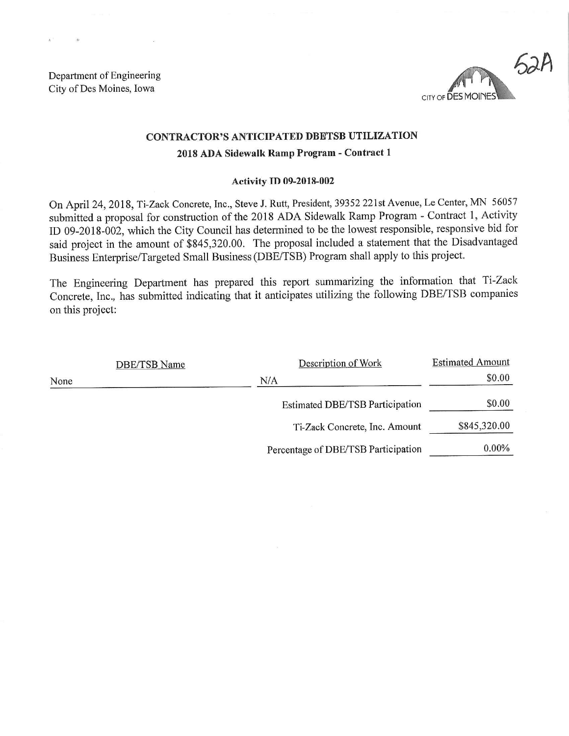Department of Engineering
City of Des Moines, Iowa

CITY OF DES MOINES

52A

## CONTRACTOR'S ANTICIPATED DBE/TSB UTILIZATION

### 2018 ADA Sidewalk Ramp Program - Contract 1

**Activity ID 09-2018-002**

On April 24, 2018, Ti-Zack Concrete, Inc., Steve J. Rutt, President, 39352 221st Avenue, Le Center, MN 56057 submitted a proposal for construction of the 2018 ADA Sidewalk Ramp Program - Contract 1, Activity ID 09-2018-002, which the City Council has determined to be the lowest responsible, responsive bid for said project in the amount of $845,320.00. The proposal included a statement that the Disadvantaged Business Enterprise/Targeted Small Business (DBE/TSB) Program shall apply to this project.

The Engineering Department has prepared this report summarizing the information that Ti-Zack Concrete, Inc., has submitted indicating that it anticipates utilizing the following DBE/TSB companies on this project:

| DBE/TSB Name | Description of Work | Estimated Amount |
| --- | --- | --- |
| None | N/A | $0.00 |
| | Estimated DBE/TSB Participation | $0.00 |
| | Ti-Zack Concrete, Inc. Amount | $845,320.00 |
| | Percentage of DBE/TSB Participation | 0.00% |